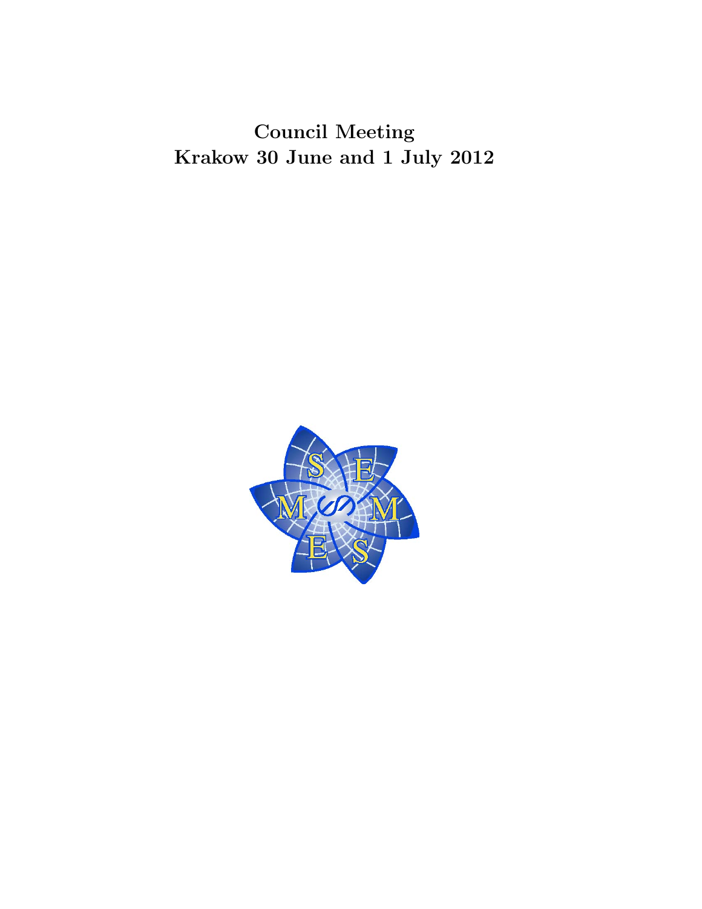**Council Meeting**
**Krakow 30 June and 1 July 2012**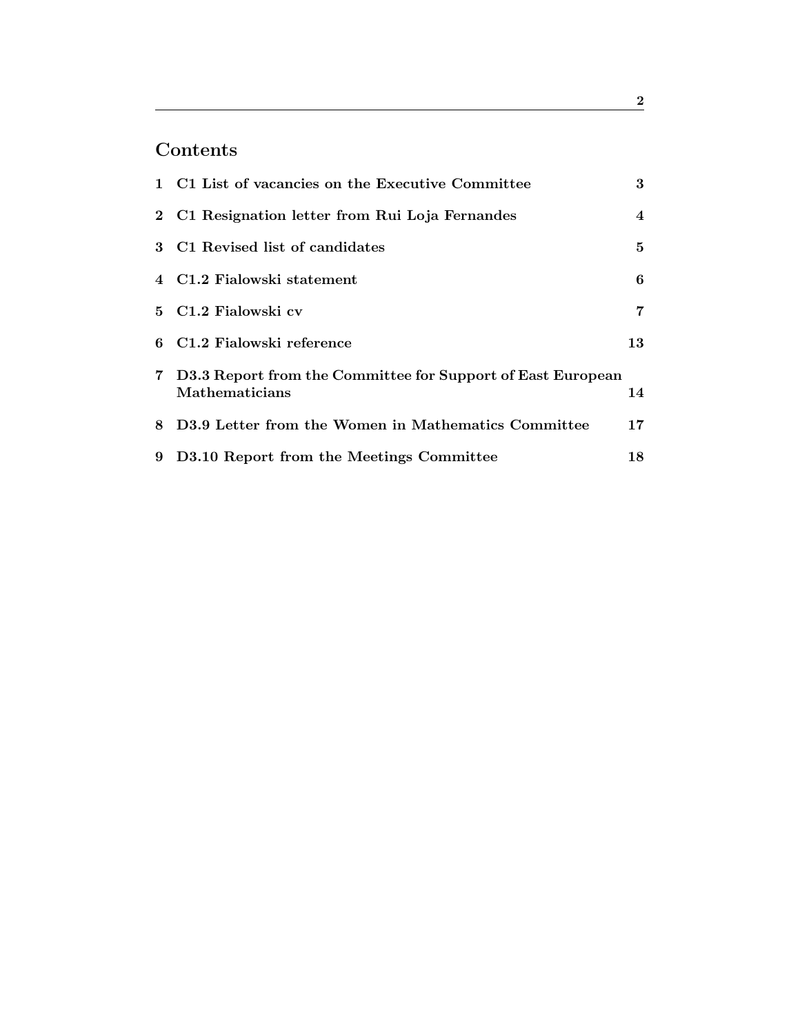# Contents

| | | |
|---|---|---|
| 1 | C1 List of vacancies on the Executive Committee | 3 |
| 2 | C1 Resignation letter from Rui Loja Fernandes | 4 |
| 3 | C1 Revised list of candidates | 5 |
| 4 | C1.2 Fialowski statement | 6 |
| 5 | C1.2 Fialowski cv | 7 |
| 6 | C1.2 Fialowski reference | 13 |
| 7 | D3.3 Report from the Committee for Support of East European Mathematicians | 14 |
| 8 | D3.9 Letter from the Women in Mathematics Committee | 17 |
| 9 | D3.10 Report from the Meetings Committee | 18 |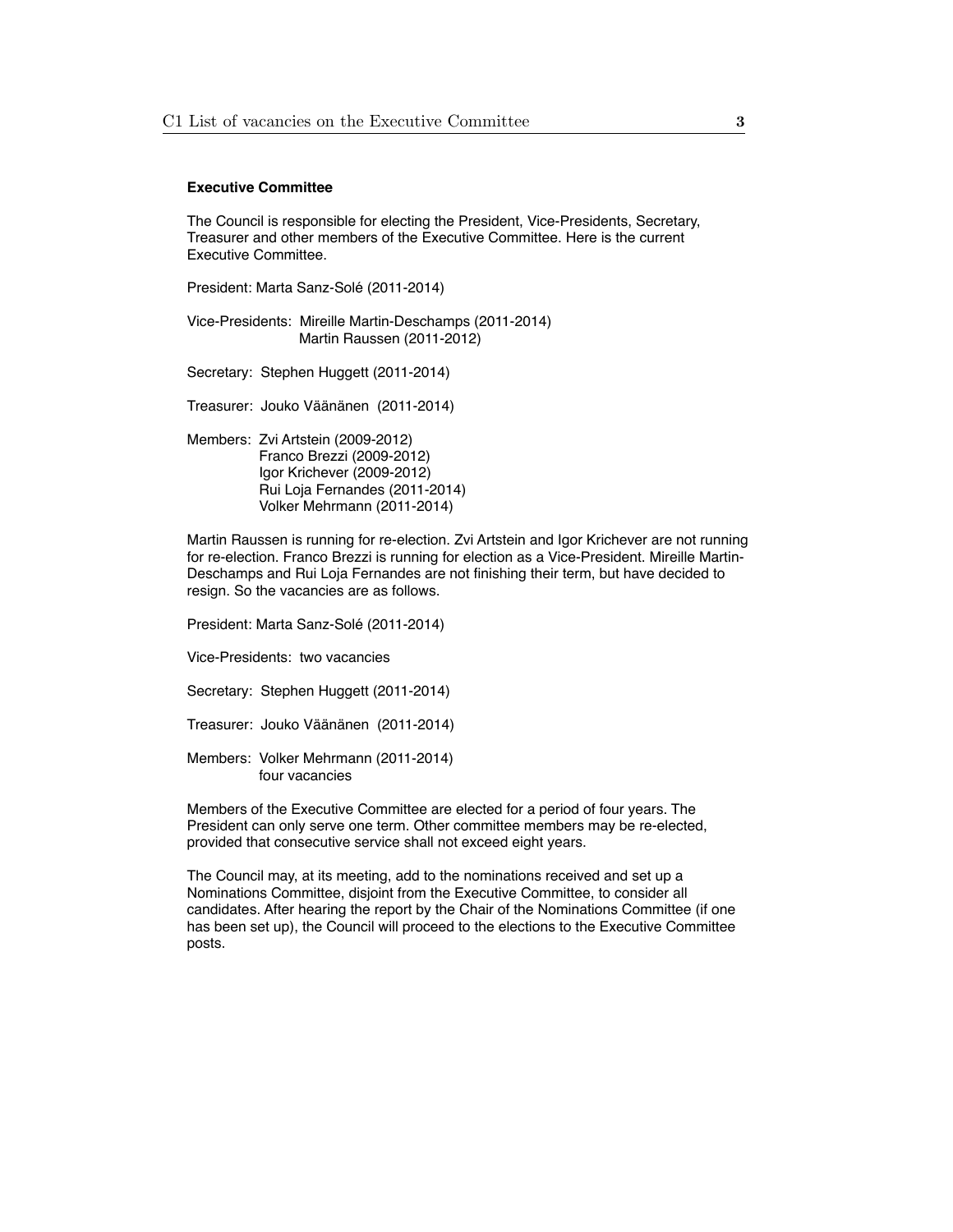**Executive Committee**

The Council is responsible for electing the President, Vice-Presidents, Secretary, Treasurer and other members of the Executive Committee. Here is the current Executive Committee.

President: Marta Sanz-Solé (2011-2014)

Vice-Presidents: Mireille Martin-Deschamps (2011-2014)
Martin Raussen (2011-2012)

Secretary: Stephen Huggett (2011-2014)

Treasurer: Jouko Väänänen (2011-2014)

Members: Zvi Artstein (2009-2012)
Franco Brezzi (2009-2012)
Igor Krichever (2009-2012)
Rui Loja Fernandes (2011-2014)
Volker Mehrmann (2011-2014)

Martin Raussen is running for re-election. Zvi Artstein and Igor Krichever are not running for re-election. Franco Brezzi is running for election as a Vice-President. Mireille Martin-Deschamps and Rui Loja Fernandes are not finishing their term, but have decided to resign. So the vacancies are as follows.

President: Marta Sanz-Solé (2011-2014)

Vice-Presidents: two vacancies

Secretary: Stephen Huggett (2011-2014)

Treasurer: Jouko Väänänen (2011-2014)

Members: Volker Mehrmann (2011-2014)
four vacancies

Members of the Executive Committee are elected for a period of four years. The President can only serve one term. Other committee members may be re-elected, provided that consecutive service shall not exceed eight years.

The Council may, at its meeting, add to the nominations received and set up a Nominations Committee, disjoint from the Executive Committee, to consider all candidates. After hearing the report by the Chair of the Nominations Committee (if one has been set up), the Council will proceed to the elections to the Executive Committee posts.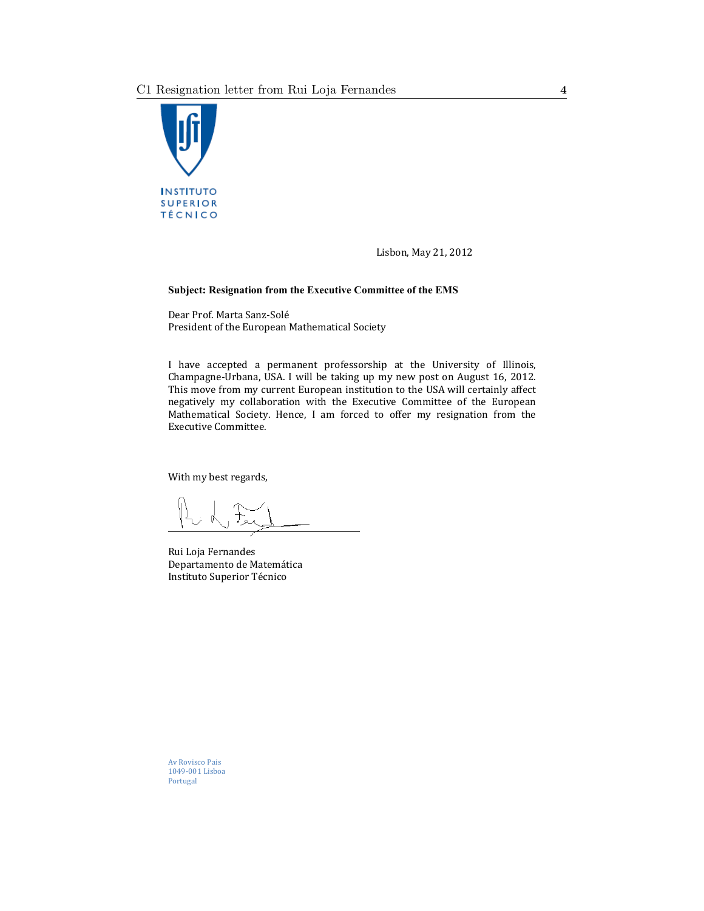INSTITUTO SUPERIOR TÉCNICO

Lisbon, May 21, 2012

**Subject: Resignation from the Executive Committee of the EMS**

Dear Prof. Marta Sanz-Solé
President of the European Mathematical Society

I have accepted a permanent professorship at the University of Illinois, Champagne-Urbana, USA. I will be taking up my new post on August 16, 2012. This move from my current European institution to the USA will certainly affect negatively my collaboration with the Executive Committee of the European Mathematical Society. Hence, I am forced to offer my resignation from the Executive Committee.

With my best regards,

Rui Loja Fernandes
Departamento de Matemática
Instituto Superior Técnico

Av Rovisco Pais
1049-001 Lisboa
Portugal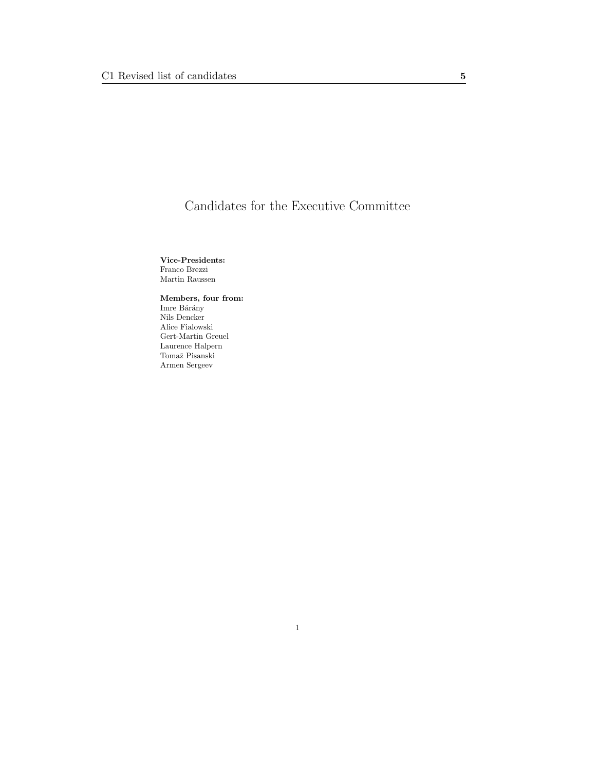# Candidates for the Executive Committee

**Vice-Presidents:**
Franco Brezzi
Martin Raussen

**Members, four from:**
Imre Bárány
Nils Dencker
Alice Fialowski
Gert-Martin Greuel
Laurence Halpern
Tomaž Pisanski
Armen Sergeev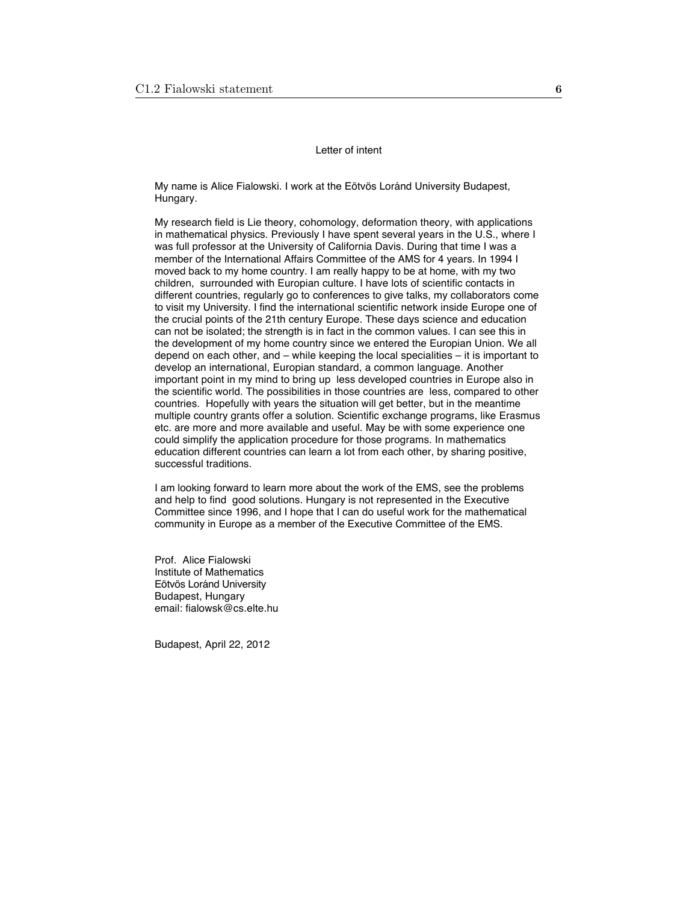Letter of intent

My name is Alice Fialowski. I work at the Eötvös Loránd University Budapest, Hungary.

My research field is Lie theory, cohomology, deformation theory, with applications in mathematical physics. Previously I have spent several years in the U.S., where I was full professor at the University of California Davis. During that time I was a member of the International Affairs Committee of the AMS for 4 years. In 1994 I moved back to my home country. I am really happy to be at home, with my two children, surrounded with European culture. I have lots of scientific contacts in different countries, regularly go to conferences to give talks, my collaborators come to visit my University. I find the international scientific network inside Europe one of the crucial points of the 21th century Europe. These days science and education can not be isolated; the strength is in fact in the common values. I can see this in the development of my home country since we entered the Europian Union. We all depend on each other, and – while keeping the local specialities – it is important to develop an international, Europian standard, a common language. Another important point in my mind to bring up less developed countries in Europe also in the scientific world. The possibilities in those countries are less, compared to other countries. Hopefully with years the situation will get better, but in the meantime multiple country grants offer a solution. Scientific exchange programs, like Erasmus etc. are more and more available and useful. May be with some experience one could simplify the application procedure for those programs. In mathematics education different countries can learn a lot from each other, by sharing positive, successful traditions.

I am looking forward to learn more about the work of the EMS, see the problems and help to find good solutions. Hungary is not represented in the Executive Committee since 1996, and I hope that I can do useful work for the mathematical community in Europe as a member of the Executive Committee of the EMS.

Prof. Alice Fialowski
Institute of Mathematics
Eötvös Loránd University
Budapest, Hungary
email: fialowsk@cs.elte.hu

Budapest, April 22, 2012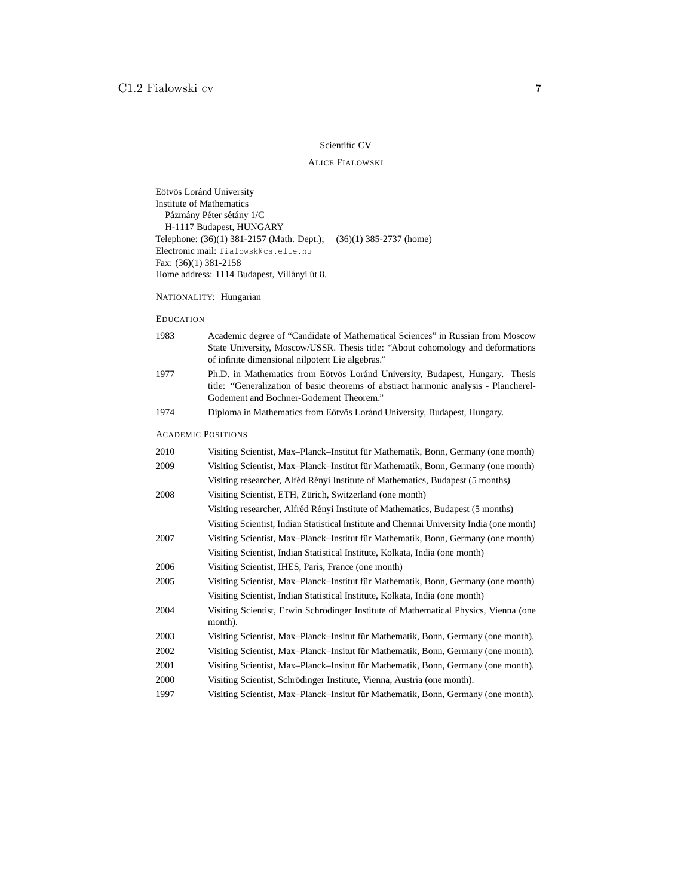Scientific CV

ALICE FIALOWSKI

Eötvös Loránd University
Institute of Mathematics
Pázmány Péter sétány 1/C
H-1117 Budapest, HUNGARY
Telephone: (36)(1) 381-2157 (Math. Dept.); (36)(1) 385-2737 (home)
Electronic mail: fialowsk@cs.elte.hu
Fax: (36)(1) 381-2158
Home address: 1114 Budapest, Villányi út 8.

NATIONALITY: Hungarian

EDUCATION

| | |
|---|---|
| 1983 | Academic degree of "Candidate of Mathematical Sciences" in Russian from Moscow State University, Moscow/USSR. Thesis title: "About cohomology and deformations of infinite dimensional nilpotent Lie algebras." |
| 1977 | Ph.D. in Mathematics from Eötvös Loránd University, Budapest, Hungary. Thesis title: "Generalization of basic theorems of abstract harmonic analysis - Plancherel-Godement and Bochner-Godement Theorem." |
| 1974 | Diploma in Mathematics from Eötvös Loránd University, Budapest, Hungary. |

ACADEMIC POSITIONS

| | |
|---|---|
| 2010 | Visiting Scientist, Max–Planck–Institut für Mathematik, Bonn, Germany (one month) |
| 2009 | Visiting Scientist, Max–Planck–Institut für Mathematik, Bonn, Germany (one month) |
| | Visiting researcher, Alféd Rényi Institute of Mathematics, Budapest (5 months) |
| 2008 | Visiting Scientist, ETH, Zürich, Switzerland (one month) |
| | Visiting researcher, Alfréd Rényi Institute of Mathematics, Budapest (5 months) |
| | Visiting Scientist, Indian Statistical Institute and Chennai University India (one month) |
| 2007 | Visiting Scientist, Max–Planck–Institut für Mathematik, Bonn, Germany (one month) |
| | Visiting Scientist, Indian Statistical Institute, Kolkata, India (one month) |
| 2006 | Visiting Scientist, IHES, Paris, France (one month) |
| 2005 | Visiting Scientist, Max–Planck–Institut für Mathematik, Bonn, Germany (one month) |
| | Visiting Scientist, Indian Statistical Institute, Kolkata, India (one month) |
| 2004 | Visiting Scientist, Erwin Schrödinger Institute of Mathematical Physics, Vienna (one month). |
| 2003 | Visiting Scientist, Max–Planck–Insitut für Mathematik, Bonn, Germany (one month). |
| 2002 | Visiting Scientist, Max–Planck–Insitut für Mathematik, Bonn, Germany (one month). |
| 2001 | Visiting Scientist, Max–Planck–Insitut für Mathematik, Bonn, Germany (one month). |
| 2000 | Visiting Scientist, Schrödinger Institute, Vienna, Austria (one month). |
| 1997 | Visiting Scientist, Max–Planck–Insitut für Mathematik, Bonn, Germany (one month). |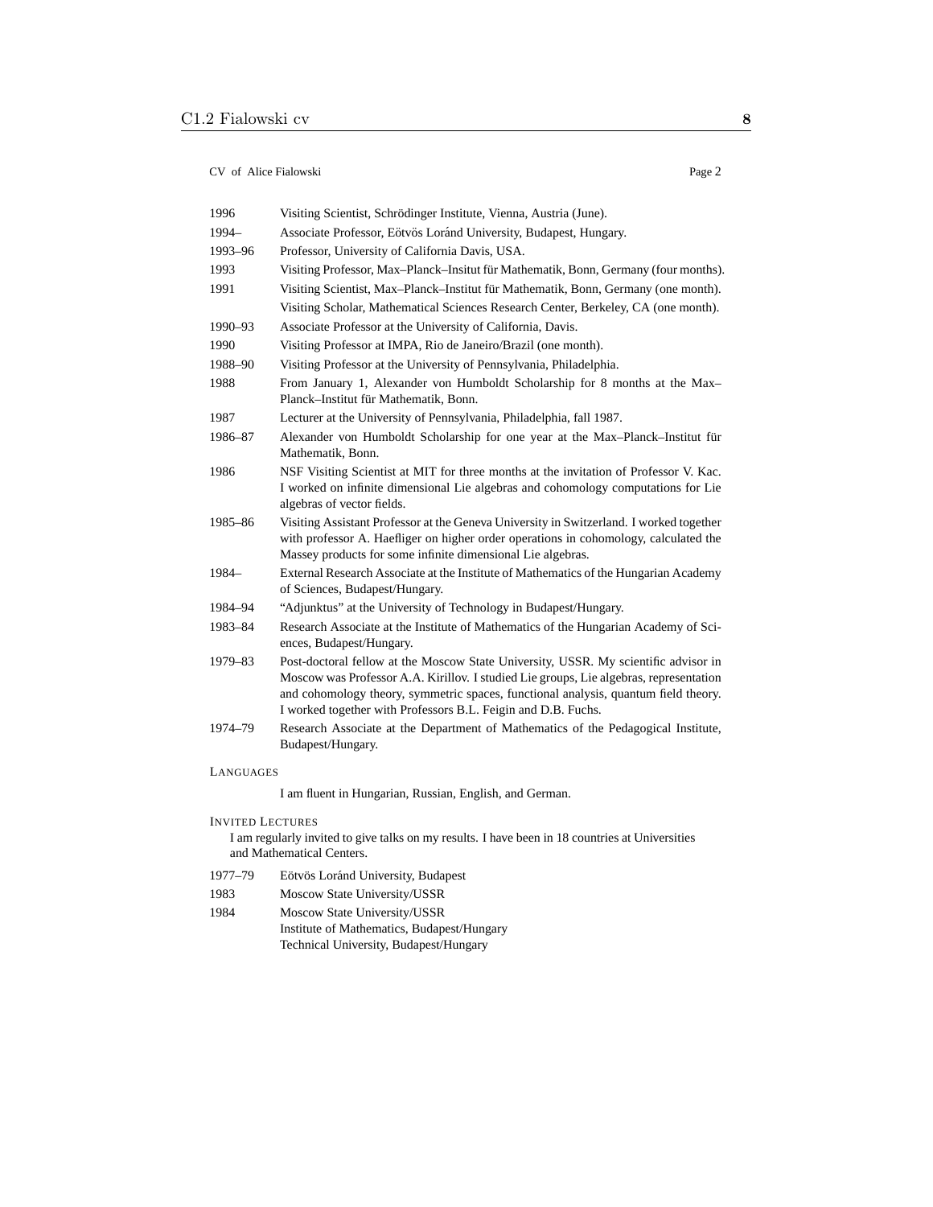| | |
|---|---|
| 1996 | Visiting Scientist, Schrödinger Institute, Vienna, Austria (June). |
| 1994– | Associate Professor, Eötvös Loránd University, Budapest, Hungary. |
| 1993–96 | Professor, University of California Davis, USA. |
| 1993 | Visiting Professor, Max–Planck–Insitut für Mathematik, Bonn, Germany (four months). |
| 1991 | Visiting Scientist, Max–Planck–Institut für Mathematik, Bonn, Germany (one month). Visiting Scholar, Mathematical Sciences Research Center, Berkeley, CA (one month). |
| 1990–93 | Associate Professor at the University of California, Davis. |
| 1990 | Visiting Professor at IMPA, Rio de Janeiro/Brazil (one month). |
| 1988–90 | Visiting Professor at the University of Pennsylvania, Philadelphia. |
| 1988 | From January 1, Alexander von Humboldt Scholarship for 8 months at the Max–Planck–Institut für Mathematik, Bonn. |
| 1987 | Lecturer at the University of Pennsylvania, Philadelphia, fall 1987. |
| 1986–87 | Alexander von Humboldt Scholarship for one year at the Max–Planck–Institut für Mathematik, Bonn. |
| 1986 | NSF Visiting Scientist at MIT for three months at the invitation of Professor V. Kac. I worked on infinite dimensional Lie algebras and cohomology computations for Lie algebras of vector fields. |
| 1985–86 | Visiting Assistant Professor at the Geneva University in Switzerland. I worked together with professor A. Haefliger on higher order operations in cohomology, calculated the Massey products for some infinite dimensional Lie algebras. |
| 1984– | External Research Associate at the Institute of Mathematics of the Hungarian Academy of Sciences, Budapest/Hungary. |
| 1984–94 | "Adjunktus" at the University of Technology in Budapest/Hungary. |
| 1983–84 | Research Associate at the Institute of Mathematics of the Hungarian Academy of Sciences, Budapest/Hungary. |
| 1979–83 | Post-doctoral fellow at the Moscow State University, USSR. My scientific advisor in Moscow was Professor A.A. Kirillov. I studied Lie groups, Lie algebras, representation and cohomology theory, symmetric spaces, functional analysis, quantum field theory. I worked together with Professors B.L. Feigin and D.B. Fuchs. |
| 1974–79 | Research Associate at the Department of Mathematics of the Pedagogical Institute, Budapest/Hungary. |

## Languages

I am fluent in Hungarian, Russian, English, and German.

## Invited Lectures

I am regularly invited to give talks on my results. I have been in 18 countries at Universities and Mathematical Centers.

| | |
|---|---|
| 1977–79 | Eötvös Loránd University, Budapest |
| 1983 | Moscow State University/USSR |
| 1984 | Moscow State University/USSR<br>Institute of Mathematics, Budapest/Hungary<br>Technical University, Budapest/Hungary |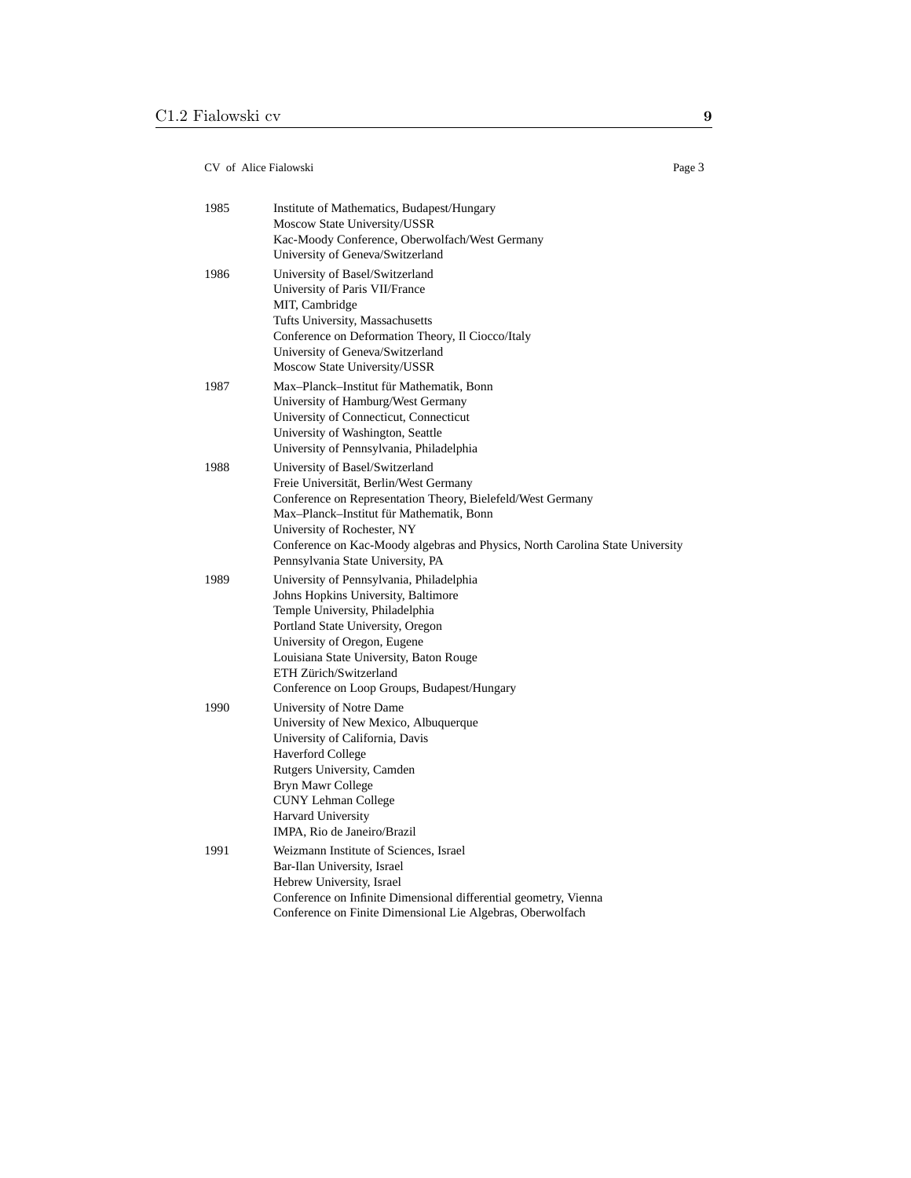| Year | Institution / Event |
|---|---|
| 1985 | Institute of Mathematics, Budapest/Hungary<br>Moscow State University/USSR<br>Kac-Moody Conference, Oberwolfach/West Germany<br>University of Geneva/Switzerland |
| 1986 | University of Basel/Switzerland<br>University of Paris VII/France<br>MIT, Cambridge<br>Tufts University, Massachusetts<br>Conference on Deformation Theory, Il Ciocco/Italy<br>University of Geneva/Switzerland<br>Moscow State University/USSR |
| 1987 | Max–Planck–Institut für Mathematik, Bonn<br>University of Hamburg/West Germany<br>University of Connecticut, Connecticut<br>University of Washington, Seattle<br>University of Pennsylvania, Philadelphia |
| 1988 | University of Basel/Switzerland<br>Freie Universität, Berlin/West Germany<br>Conference on Representation Theory, Bielefeld/West Germany<br>Max–Planck–Institut für Mathematik, Bonn<br>University of Rochester, NY<br>Conference on Kac-Moody algebras and Physics, North Carolina State University<br>Pennsylvania State University, PA |
| 1989 | University of Pennsylvania, Philadelphia<br>Johns Hopkins University, Baltimore<br>Temple University, Philadelphia<br>Portland State University, Oregon<br>University of Oregon, Eugene<br>Louisiana State University, Baton Rouge<br>ETH Zürich/Switzerland<br>Conference on Loop Groups, Budapest/Hungary |
| 1990 | University of Notre Dame<br>University of New Mexico, Albuquerque<br>University of California, Davis<br>Haverford College<br>Rutgers University, Camden<br>Bryn Mawr College<br>CUNY Lehman College<br>Harvard University<br>IMPA, Rio de Janeiro/Brazil |
| 1991 | Weizmann Institute of Sciences, Israel<br>Bar-Ilan University, Israel<br>Hebrew University, Israel<br>Conference on Infinite Dimensional differential geometry, Vienna<br>Conference on Finite Dimensional Lie Algebras, Oberwolfach |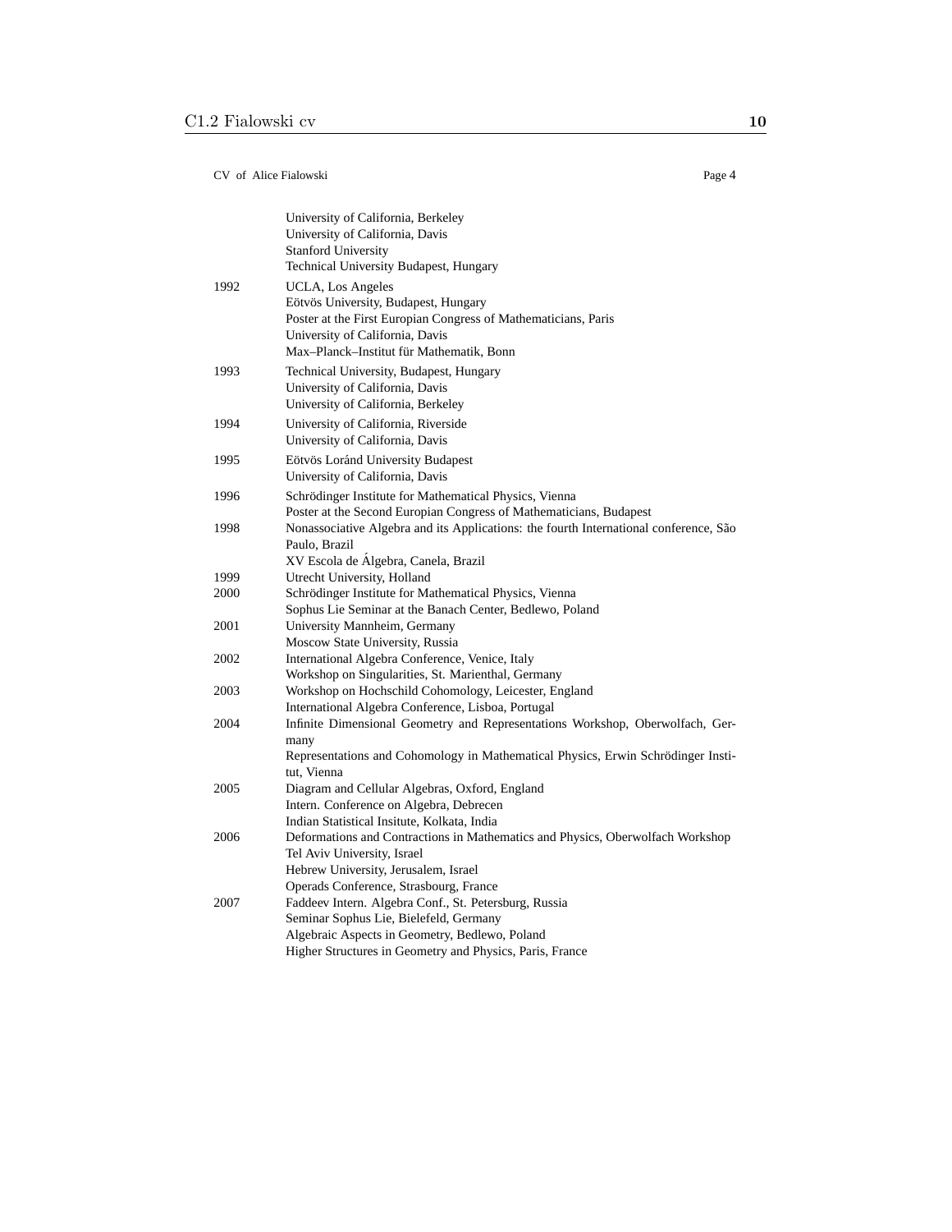| | |
|---|---|
| | University of California, Berkeley |
| | University of California, Davis |
| | Stanford University |
| | Technical University Budapest, Hungary |
| 1992 | UCLA, Los Angeles |
| | Eötvös University, Budapest, Hungary |
| | Poster at the First Europian Congress of Mathematicians, Paris |
| | University of California, Davis |
| | Max–Planck–Institut für Mathematik, Bonn |
| 1993 | Technical University, Budapest, Hungary |
| | University of California, Davis |
| | University of California, Berkeley |
| 1994 | University of California, Riverside |
| | University of California, Davis |
| 1995 | Eötvös Loránd University Budapest |
| | University of California, Davis |
| 1996 | Schrödinger Institute for Mathematical Physics, Vienna |
| | Poster at the Second Europian Congress of Mathematicians, Budapest |
| 1998 | Nonassociative Algebra and its Applications: the fourth International conference, São Paulo, Brazil |
| | XV Escola de Álgebra, Canela, Brazil |
| 1999 | Utrecht University, Holland |
| 2000 | Schrödinger Institute for Mathematical Physics, Vienna |
| | Sophus Lie Seminar at the Banach Center, Bedlewo, Poland |
| 2001 | University Mannheim, Germany |
| | Moscow State University, Russia |
| 2002 | International Algebra Conference, Venice, Italy |
| | Workshop on Singularities, St. Marienthal, Germany |
| 2003 | Workshop on Hochschild Cohomology, Leicester, England |
| | International Algebra Conference, Lisboa, Portugal |
| 2004 | Infinite Dimensional Geometry and Representations Workshop, Oberwolfach, Germany |
| | Representations and Cohomology in Mathematical Physics, Erwin Schrödinger Institut, Vienna |
| 2005 | Diagram and Cellular Algebras, Oxford, England |
| | Intern. Conference on Algebra, Debrecen |
| | Indian Statistical Insitute, Kolkata, India |
| 2006 | Deformations and Contractions in Mathematics and Physics, Oberwolfach Workshop |
| | Tel Aviv University, Israel |
| | Hebrew University, Jerusalem, Israel |
| | Operads Conference, Strasbourg, France |
| 2007 | Faddeev Intern. Algebra Conf., St. Petersburg, Russia |
| | Seminar Sophus Lie, Bielefeld, Germany |
| | Algebraic Aspects in Geometry, Bedlewo, Poland |
| | Higher Structures in Geometry and Physics, Paris, France |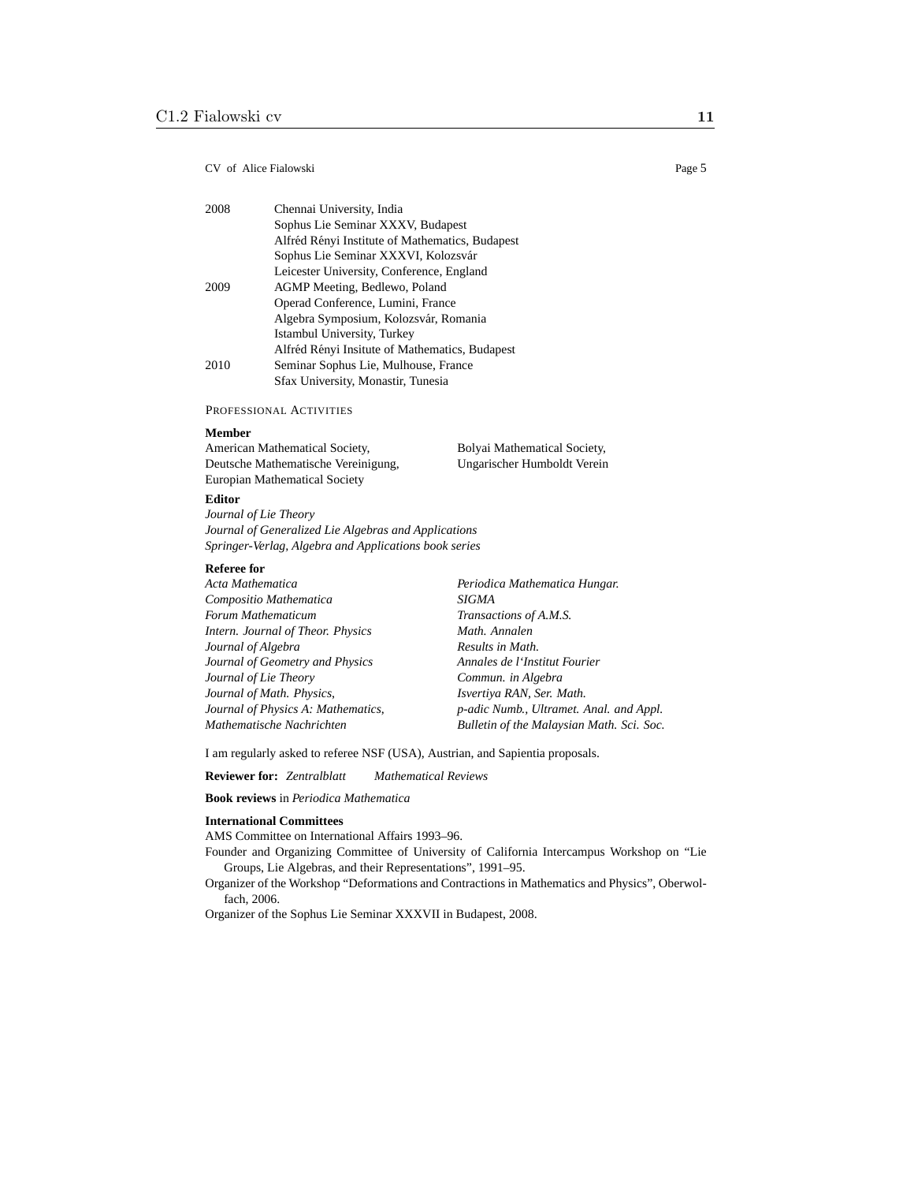| | |
|---|---|
| 2008 | Chennai University, India |
| | Sophus Lie Seminar XXXV, Budapest |
| | Alfréd Rényi Institute of Mathematics, Budapest |
| | Sophus Lie Seminar XXXVI, Kolozsvár |
| | Leicester University, Conference, England |
| 2009 | AGMP Meeting, Bedlewo, Poland |
| | Operad Conference, Lumini, France |
| | Algebra Symposium, Kolozsvár, Romania |
| | Istambul University, Turkey |
| | Alfréd Rényi Insitute of Mathematics, Budapest |
| 2010 | Seminar Sophus Lie, Mulhouse, France |
| | Sfax University, Monastir, Tunesia |

## Professional Activities

**Member**

American Mathematical Society,
Deutsche Mathematische Vereinigung,
Europian Mathematical Society
Bolyai Mathematical Society,
Ungarischer Humboldt Verein

**Editor**

*Journal of Lie Theory*
*Journal of Generalized Lie Algebras and Applications*
*Springer-Verlag, Algebra and Applications book series*

**Referee for**

*Acta Mathematica*
*Compositio Mathematica*
*Forum Mathematicum*
*Intern. Journal of Theor. Physics*
*Journal of Algebra*
*Journal of Geometry and Physics*
*Journal of Lie Theory*
*Journal of Math. Physics,*
*Journal of Physics A: Mathematics,*
*Mathematische Nachrichten*
*Periodica Mathematica Hungar.*
*SIGMA*
*Transactions of A.M.S.*
*Math. Annalen*
*Results in Math.*
*Annales de l'Institut Fourier*
*Commun. in Algebra*
*Isvertiya RAN, Ser. Math.*
*p-adic Numb., Ultramet. Anal. and Appl.*
*Bulletin of the Malaysian Math. Sci. Soc.*

I am regularly asked to referee NSF (USA), Austrian, and Sapientia proposals.

**Reviewer for:** *Zentralblatt* *Mathematical Reviews*

**Book reviews** in *Periodica Mathematica*

**International Committees**

AMS Committee on International Affairs 1993–96.

Founder and Organizing Committee of University of California Intercampus Workshop on "Lie Groups, Lie Algebras, and their Representations", 1991–95.

Organizer of the Workshop "Deformations and Contractions in Mathematics and Physics", Oberwolfach, 2006.

Organizer of the Sophus Lie Seminar XXXVII in Budapest, 2008.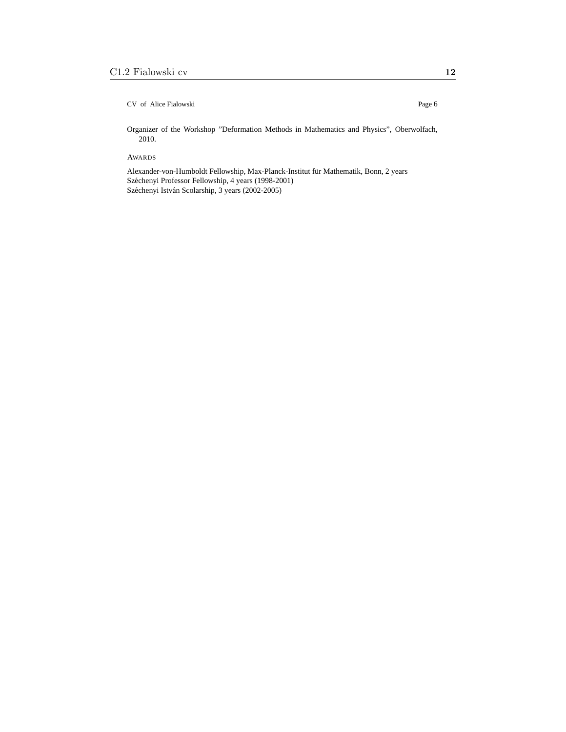Organizer of the Workshop ”Deformation Methods in Mathematics and Physics”, Oberwolfach, 2010.

## Awards

Alexander-von-Humboldt Fellowship, Max-Planck-Institut für Mathematik, Bonn, 2 years
Széchenyi Professor Fellowship, 4 years (1998-2001)
Széchenyi István Scolarship, 3 years (2002-2005)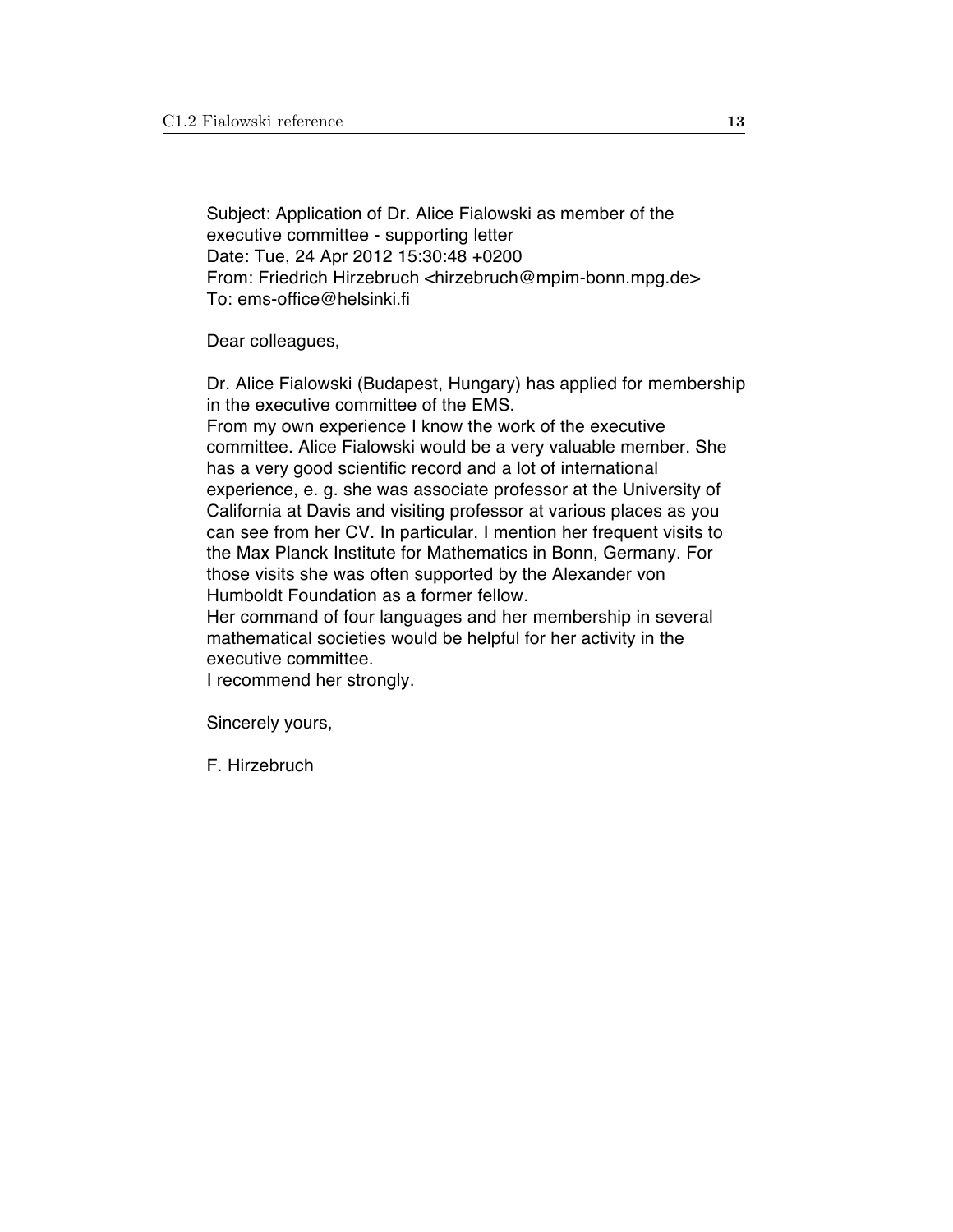Subject: Application of Dr. Alice Fialowski as member of the executive committee - supporting letter
Date: Tue, 24 Apr 2012 15:30:48 +0200
From: Friedrich Hirzebruch <hirzebruch@mpim-bonn.mpg.de>
To: ems-office@helsinki.fi

Dear colleagues,

Dr. Alice Fialowski (Budapest, Hungary) has applied for membership in the executive committee of the EMS.
From my own experience I know the work of the executive committee. Alice Fialowski would be a very valuable member. She has a very good scientific record and a lot of international experience, e. g. she was associate professor at the University of California at Davis and visiting professor at various places as you can see from her CV. In particular, I mention her frequent visits to the Max Planck Institute for Mathematics in Bonn, Germany. For those visits she was often supported by the Alexander von Humboldt Foundation as a former fellow.
Her command of four languages and her membership in several mathematical societies would be helpful for her activity in the executive committee.
I recommend her strongly.

Sincerely yours,

F. Hirzebruch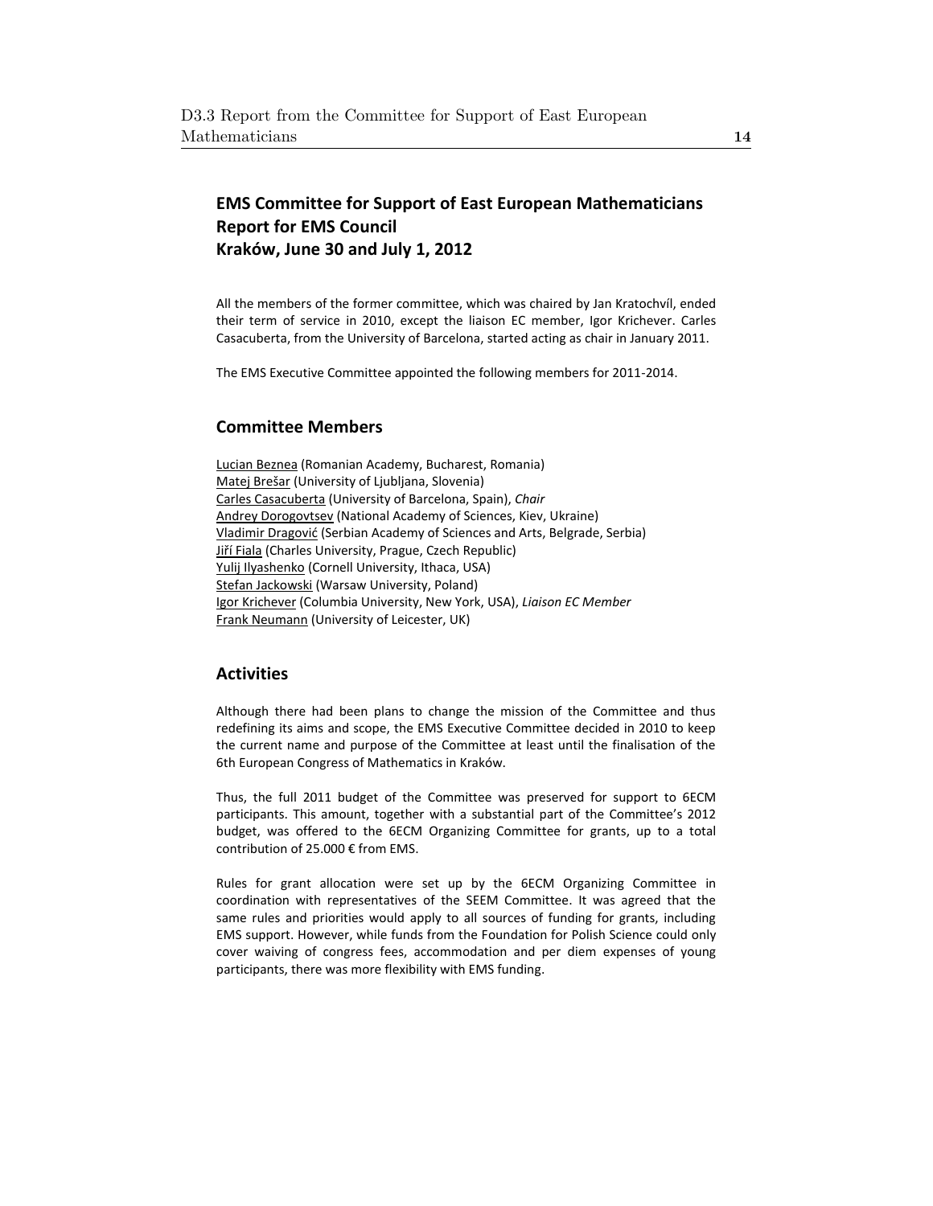## EMS Committee for Support of East European Mathematicians
## Report for EMS Council
## Kraków, June 30 and July 1, 2012

All the members of the former committee, which was chaired by Jan Kratochvíl, ended their term of service in 2010, except the liaison EC member, Igor Krichever. Carles Casacuberta, from the University of Barcelona, started acting as chair in January 2011.

The EMS Executive Committee appointed the following members for 2011-2014.

### Committee Members

Lucian Beznea (Romanian Academy, Bucharest, Romania)
Matej Brešar (University of Ljubljana, Slovenia)
Carles Casacuberta (University of Barcelona, Spain), *Chair*
Andrey Dorogovtsev (National Academy of Sciences, Kiev, Ukraine)
Vladimir Dragović (Serbian Academy of Sciences and Arts, Belgrade, Serbia)
Jiří Fiala (Charles University, Prague, Czech Republic)
Yulij Ilyashenko (Cornell University, Ithaca, USA)
Stefan Jackowski (Warsaw University, Poland)
Igor Krichever (Columbia University, New York, USA), *Liaison EC Member*
Frank Neumann (University of Leicester, UK)

### Activities

Although there had been plans to change the mission of the Committee and thus redefining its aims and scope, the EMS Executive Committee decided in 2010 to keep the current name and purpose of the Committee at least until the finalisation of the 6th European Congress of Mathematics in Kraków.

Thus, the full 2011 budget of the Committee was preserved for support to 6ECM participants. This amount, together with a substantial part of the Committee's 2012 budget, was offered to the 6ECM Organizing Committee for grants, up to a total contribution of 25.000 € from EMS.

Rules for grant allocation were set up by the 6ECM Organizing Committee in coordination with representatives of the SEEM Committee. It was agreed that the same rules and priorities would apply to all sources of funding for grants, including EMS support. However, while funds from the Foundation for Polish Science could only cover waiving of congress fees, accommodation and per diem expenses of young participants, there was more flexibility with EMS funding.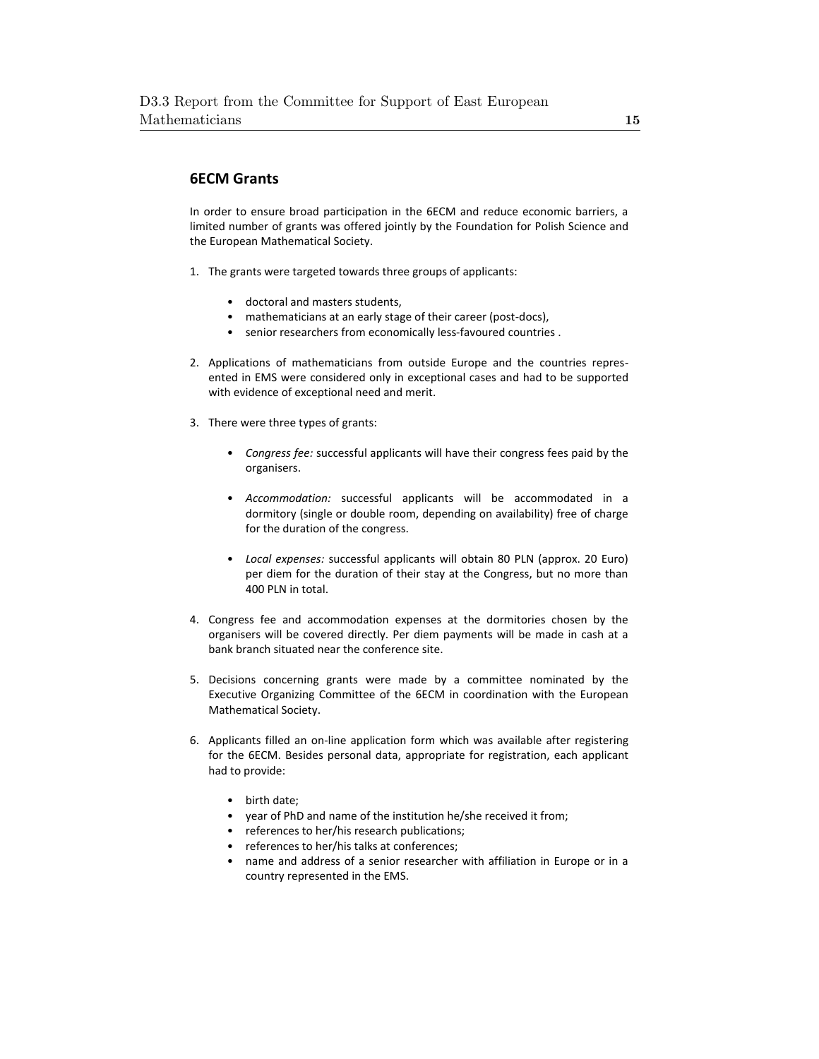## 6ECM Grants

In order to ensure broad participation in the 6ECM and reduce economic barriers, a limited number of grants was offered jointly by the Foundation for Polish Science and the European Mathematical Society.

1. The grants were targeted towards three groups of applicants:

   - doctoral and masters students,
   - mathematicians at an early stage of their career (post-docs),
   - senior researchers from economically less-favoured countries .

2. Applications of mathematicians from outside Europe and the countries represented in EMS were considered only in exceptional cases and had to be supported with evidence of exceptional need and merit.

3. There were three types of grants:

   - *Congress fee:* successful applicants will have their congress fees paid by the organisers.
   - *Accommodation:* successful applicants will be accommodated in a dormitory (single or double room, depending on availability) free of charge for the duration of the congress.
   - *Local expenses:* successful applicants will obtain 80 PLN (approx. 20 Euro) per diem for the duration of their stay at the Congress, but no more than 400 PLN in total.

4. Congress fee and accommodation expenses at the dormitories chosen by the organisers will be covered directly. Per diem payments will be made in cash at a bank branch situated near the conference site.

5. Decisions concerning grants were made by a committee nominated by the Executive Organizing Committee of the 6ECM in coordination with the European Mathematical Society.

6. Applicants filled an on-line application form which was available after registering for the 6ECM. Besides personal data, appropriate for registration, each applicant had to provide:

   - birth date;
   - year of PhD and name of the institution he/she received it from;
   - references to her/his research publications;
   - references to her/his talks at conferences;
   - name and address of a senior researcher with affiliation in Europe or in a country represented in the EMS.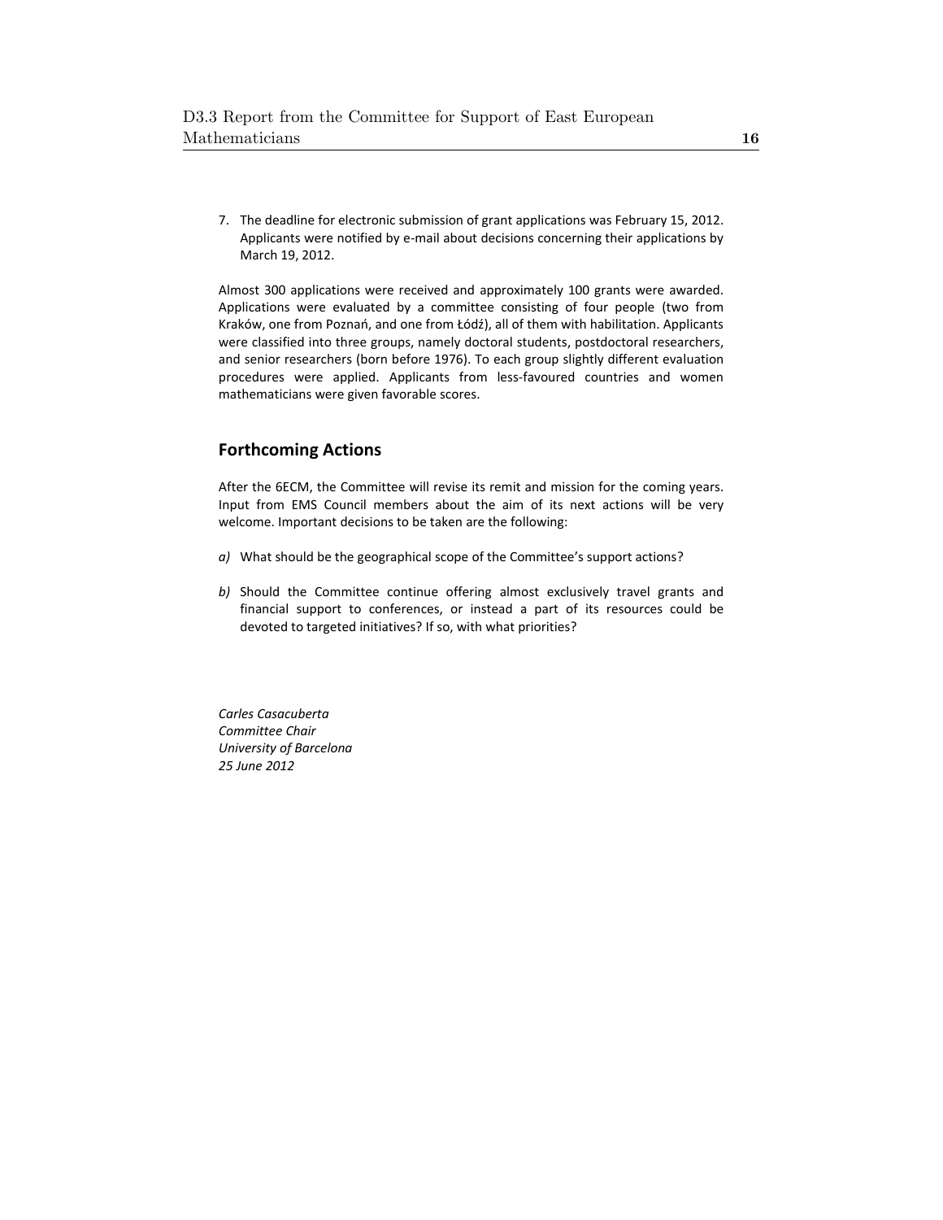7. The deadline for electronic submission of grant applications was February 15, 2012. Applicants were notified by e-mail about decisions concerning their applications by March 19, 2012.

Almost 300 applications were received and approximately 100 grants were awarded. Applications were evaluated by a committee consisting of four people (two from Kraków, one from Poznań, and one from Łódź), all of them with habilitation. Applicants were classified into three groups, namely doctoral students, postdoctoral researchers, and senior researchers (born before 1976). To each group slightly different evaluation procedures were applied. Applicants from less-favoured countries and women mathematicians were given favorable scores.

## Forthcoming Actions

After the 6ECM, the Committee will revise its remit and mission for the coming years. Input from EMS Council members about the aim of its next actions will be very welcome. Important decisions to be taken are the following:

*a)* What should be the geographical scope of the Committee's support actions?

*b)* Should the Committee continue offering almost exclusively travel grants and financial support to conferences, or instead a part of its resources could be devoted to targeted initiatives? If so, with what priorities?

*Carles Casacuberta*
*Committee Chair*
*University of Barcelona*
*25 June 2012*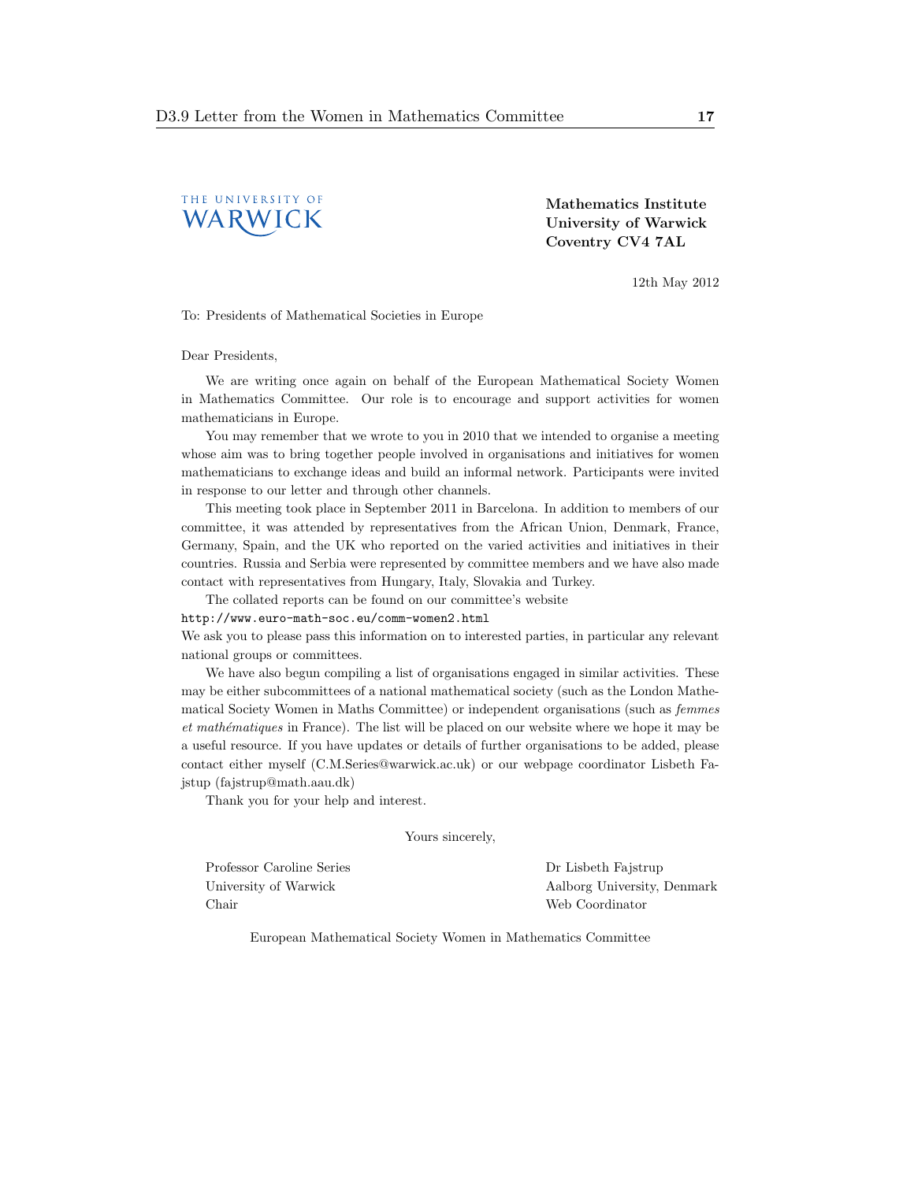THE UNIVERSITY OF WARWICK

**Mathematics Institute**
**University of Warwick**
**Coventry CV4 7AL**

12th May 2012

To: Presidents of Mathematical Societies in Europe

Dear Presidents,

We are writing once again on behalf of the European Mathematical Society Women in Mathematics Committee. Our role is to encourage and support activities for women mathematicians in Europe.

You may remember that we wrote to you in 2010 that we intended to organise a meeting whose aim was to bring together people involved in organisations and initiatives for women mathematicians to exchange ideas and build an informal network. Participants were invited in response to our letter and through other channels.

This meeting took place in September 2011 in Barcelona. In addition to members of our committee, it was attended by representatives from the African Union, Denmark, France, Germany, Spain, and the UK who reported on the varied activities and initiatives in their countries. Russia and Serbia were represented by committee members and we have also made contact with representatives from Hungary, Italy, Slovakia and Turkey.

The collated reports can be found on our committee's website
`http://www.euro-math-soc.eu/comm-women2.html`
We ask you to please pass this information on to interested parties, in particular any relevant national groups or committees.

We have also begun compiling a list of organisations engaged in similar activities. These may be either subcommittees of a national mathematical society (such as the London Mathematical Society Women in Maths Committee) or independent organisations (such as *femmes et mathématiques* in France). The list will be placed on our website where we hope it may be a useful resource. If you have updates or details of further organisations to be added, please contact either myself (C.M.Series@warwick.ac.uk) or our webpage coordinator Lisbeth Fajstup (fajstrup@math.aau.dk)

Thank you for your help and interest.

Yours sincerely,

Professor Caroline Series
University of Warwick
Chair

Dr Lisbeth Fajstrup
Aalborg University, Denmark
Web Coordinator

European Mathematical Society Women in Mathematics Committee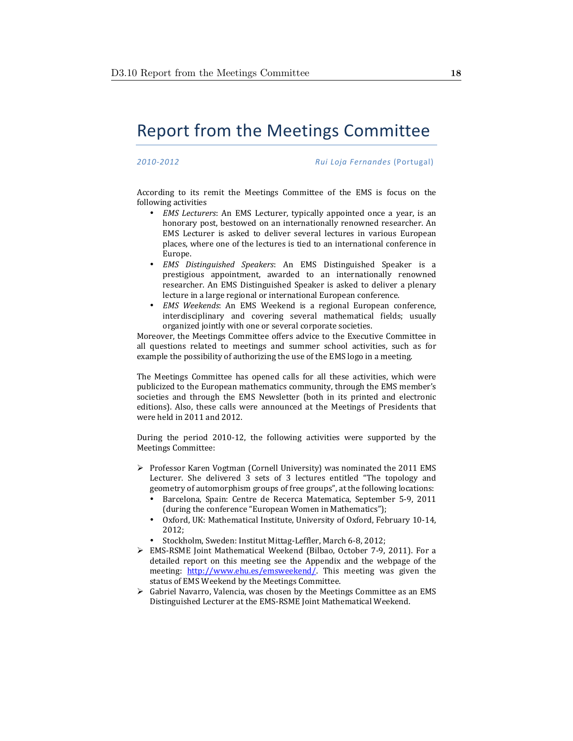# Report from the Meetings Committee

*2010-2012* *Rui Loja Fernandes* (Portugal)

According to its remit the Meetings Committee of the EMS is focus on the following activities

- *EMS Lecturers*: An EMS Lecturer, typically appointed once a year, is an honorary post, bestowed on an internationally renowned researcher. An EMS Lecturer is asked to deliver several lectures in various European places, where one of the lectures is tied to an international conference in Europe.
- *EMS Distinguished Speakers*: An EMS Distinguished Speaker is a prestigious appointment, awarded to an internationally renowned researcher. An EMS Distinguished Speaker is asked to deliver a plenary lecture in a large regional or international European conference.
- *EMS Weekends*: An EMS Weekend is a regional European conference, interdisciplinary and covering several mathematical fields; usually organized jointly with one or several corporate societies.

Moreover, the Meetings Committee offers advice to the Executive Committee in all questions related to meetings and summer school activities, such as for example the possibility of authorizing the use of the EMS logo in a meeting.

The Meetings Committee has opened calls for all these activities, which were publicized to the European mathematics community, through the EMS member's societies and through the EMS Newsletter (both in its printed and electronic editions). Also, these calls were announced at the Meetings of Presidents that were held in 2011 and 2012.

During the period 2010-12, the following activities were supported by the Meetings Committee:

- Professor Karen Vogtman (Cornell University) was nominated the 2011 EMS Lecturer. She delivered 3 sets of 3 lectures entitled "The topology and geometry of automorphism groups of free groups", at the following locations:
  - Barcelona, Spain: Centre de Recerca Matematica, September 5-9, 2011 (during the conference "European Women in Mathematics");
  - Oxford, UK: Mathematical Institute, University of Oxford, February 10-14, 2012;
  - Stockholm, Sweden: Institut Mittag-Leffler, March 6-8, 2012;
- EMS-RSME Joint Mathematical Weekend (Bilbao, October 7-9, 2011). For a detailed report on this meeting see the Appendix and the webpage of the meeting: http://www.ehu.es/emsweekend/. This meeting was given the status of EMS Weekend by the Meetings Committee.
- Gabriel Navarro, Valencia, was chosen by the Meetings Committee as an EMS Distinguished Lecturer at the EMS-RSME Joint Mathematical Weekend.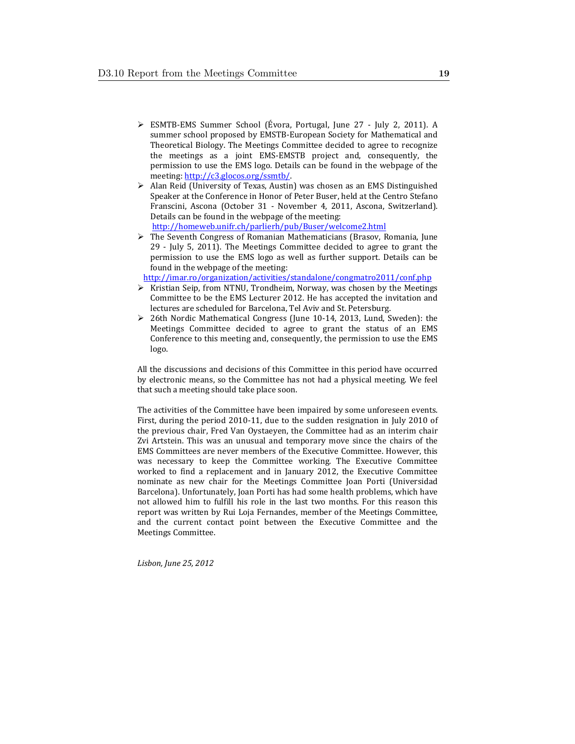- ESMTB-EMS Summer School (Évora, Portugal, June 27 - July 2, 2011). A summer school proposed by EMSTB-European Society for Mathematical and Theoretical Biology. The Meetings Committee decided to agree to recognize the meetings as a joint EMS-EMSTB project and, consequently, the permission to use the EMS logo. Details can be found in the webpage of the meeting: http://c3.glocos.org/ssmtb/.
- Alan Reid (University of Texas, Austin) was chosen as an EMS Distinguished Speaker at the Conference in Honor of Peter Buser, held at the Centro Stefano Franscini, Ascona (October 31 - November 4, 2011, Ascona, Switzerland). Details can be found in the webpage of the meeting: http://homeweb.unifr.ch/parlierh/pub/Buser/welcome2.html
- The Seventh Congress of Romanian Mathematicians (Brasov, Romania, June 29 - July 5, 2011). The Meetings Committee decided to agree to grant the permission to use the EMS logo as well as further support. Details can be found in the webpage of the meeting: http://imar.ro/organization/activities/standalone/congmatro2011/conf.php
- Kristian Seip, from NTNU, Trondheim, Norway, was chosen by the Meetings Committee to be the EMS Lecturer 2012. He has accepted the invitation and lectures are scheduled for Barcelona, Tel Aviv and St. Petersburg.
- 26th Nordic Mathematical Congress (June 10-14, 2013, Lund, Sweden): the Meetings Committee decided to agree to grant the status of an EMS Conference to this meeting and, consequently, the permission to use the EMS logo.

All the discussions and decisions of this Committee in this period have occurred by electronic means, so the Committee has not had a physical meeting. We feel that such a meeting should take place soon.

The activities of the Committee have been impaired by some unforeseen events. First, during the period 2010-11, due to the sudden resignation in July 2010 of the previous chair, Fred Van Oystaeyen, the Committee had as an interim chair Zvi Artstein. This was an unusual and temporary move since the chairs of the EMS Committees are never members of the Executive Committee. However, this was necessary to keep the Committee working. The Executive Committee worked to find a replacement and in January 2012, the Executive Committee nominate as new chair for the Meetings Committee Joan Porti (Universidad Barcelona). Unfortunately, Joan Porti has had some health problems, which have not allowed him to fulfill his role in the last two months. For this reason this report was written by Rui Loja Fernandes, member of the Meetings Committee, and the current contact point between the Executive Committee and the Meetings Committee.

*Lisbon, June 25, 2012*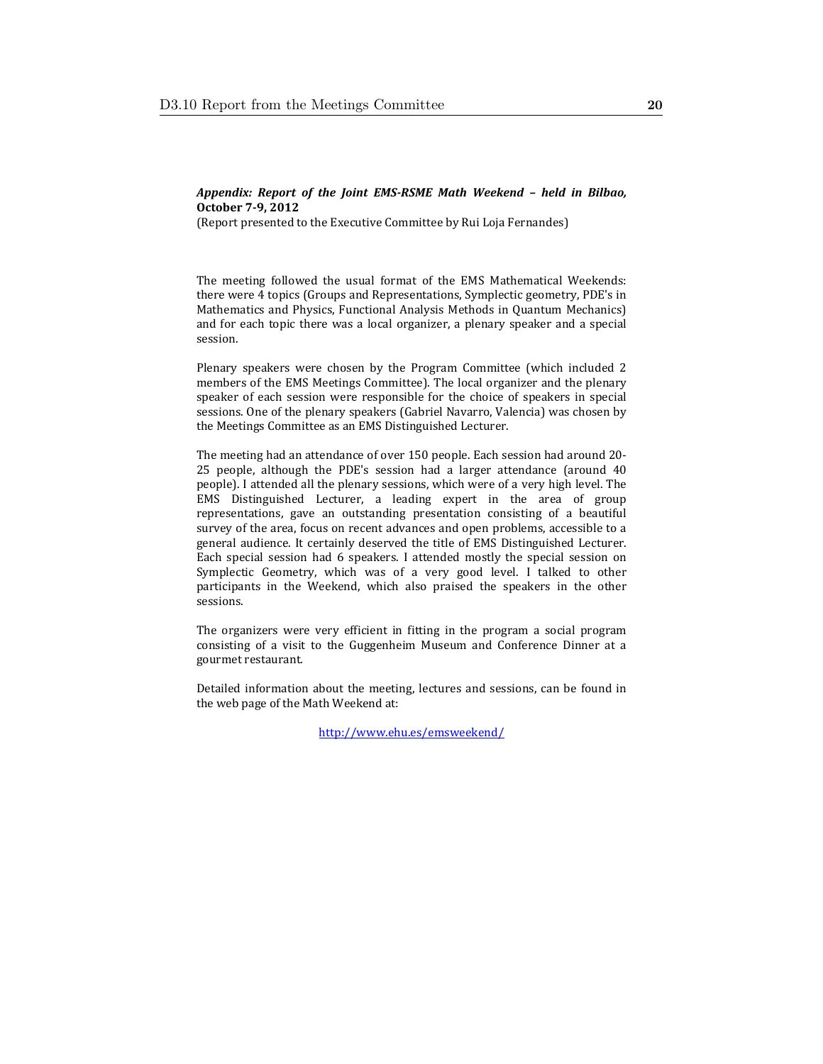***Appendix: Report of the Joint EMS-RSME Math Weekend – held in Bilbao,*** **October 7-9, 2012**

(Report presented to the Executive Committee by Rui Loja Fernandes)

The meeting followed the usual format of the EMS Mathematical Weekends: there were 4 topics (Groups and Representations, Symplectic geometry, PDE's in Mathematics and Physics, Functional Analysis Methods in Quantum Mechanics) and for each topic there was a local organizer, a plenary speaker and a special session.

Plenary speakers were chosen by the Program Committee (which included 2 members of the EMS Meetings Committee). The local organizer and the plenary speaker of each session were responsible for the choice of speakers in special sessions. One of the plenary speakers (Gabriel Navarro, Valencia) was chosen by the Meetings Committee as an EMS Distinguished Lecturer.

The meeting had an attendance of over 150 people. Each session had around 20-25 people, although the PDE's session had a larger attendance (around 40 people). I attended all the plenary sessions, which were of a very high level. The EMS Distinguished Lecturer, a leading expert in the area of group representations, gave an outstanding presentation consisting of a beautiful survey of the area, focus on recent advances and open problems, accessible to a general audience. It certainly deserved the title of EMS Distinguished Lecturer. Each special session had 6 speakers. I attended mostly the special session on Symplectic Geometry, which was of a very good level. I talked to other participants in the Weekend, which also praised the speakers in the other sessions.

The organizers were very efficient in fitting in the program a social program consisting of a visit to the Guggenheim Museum and Conference Dinner at a gourmet restaurant.

Detailed information about the meeting, lectures and sessions, can be found in the web page of the Math Weekend at:

http://www.ehu.es/emsweekend/